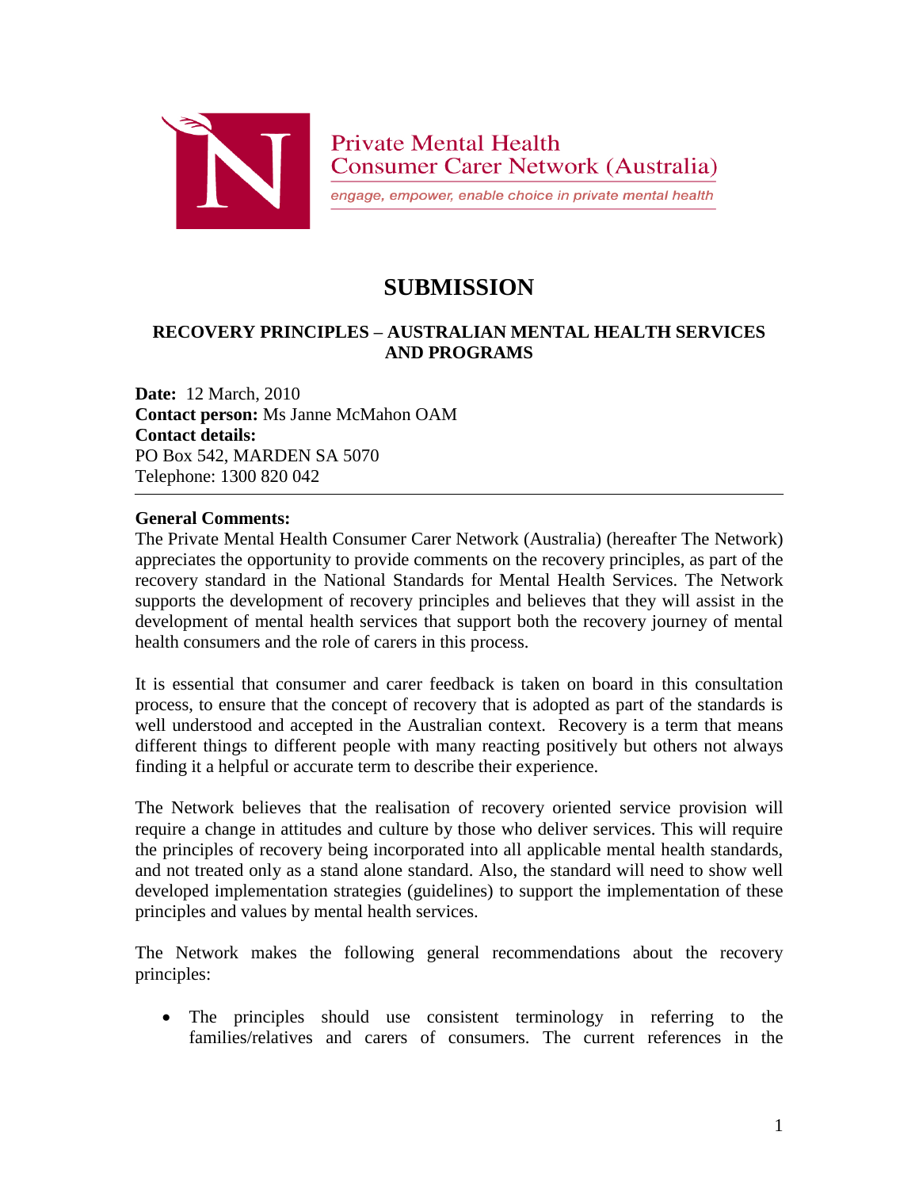Private Mental Health Consumer Carer Network (Australia)

*engage, empower, enable choice in private mental health*

# SUBMISSION

### RECOVERY PRINCIPLES – AUSTRALIAN MENTAL HEALTH SERVICES AND PROGRAMS

**Date:** 12 March, 2010
**Contact person:** Ms Janne McMahon OAM
**Contact details:**
PO Box 542, MARDEN SA 5070
Telephone: 1300 820 042

---

**General Comments:**

The Private Mental Health Consumer Carer Network (Australia) (hereafter The Network) appreciates the opportunity to provide comments on the recovery principles, as part of the recovery standard in the National Standards for Mental Health Services. The Network supports the development of recovery principles and believes that they will assist in the development of mental health services that support both the recovery journey of mental health consumers and the role of carers in this process.

It is essential that consumer and carer feedback is taken on board in this consultation process, to ensure that the concept of recovery that is adopted as part of the standards is well understood and accepted in the Australian context. Recovery is a term that means different things to different people with many reacting positively but others not always finding it a helpful or accurate term to describe their experience.

The Network believes that the realisation of recovery oriented service provision will require a change in attitudes and culture by those who deliver services. This will require the principles of recovery being incorporated into all applicable mental health standards, and not treated only as a stand alone standard. Also, the standard will need to show well developed implementation strategies (guidelines) to support the implementation of these principles and values by mental health services.

The Network makes the following general recommendations about the recovery principles:

- The principles should use consistent terminology in referring to the families/relatives and carers of consumers. The current references in the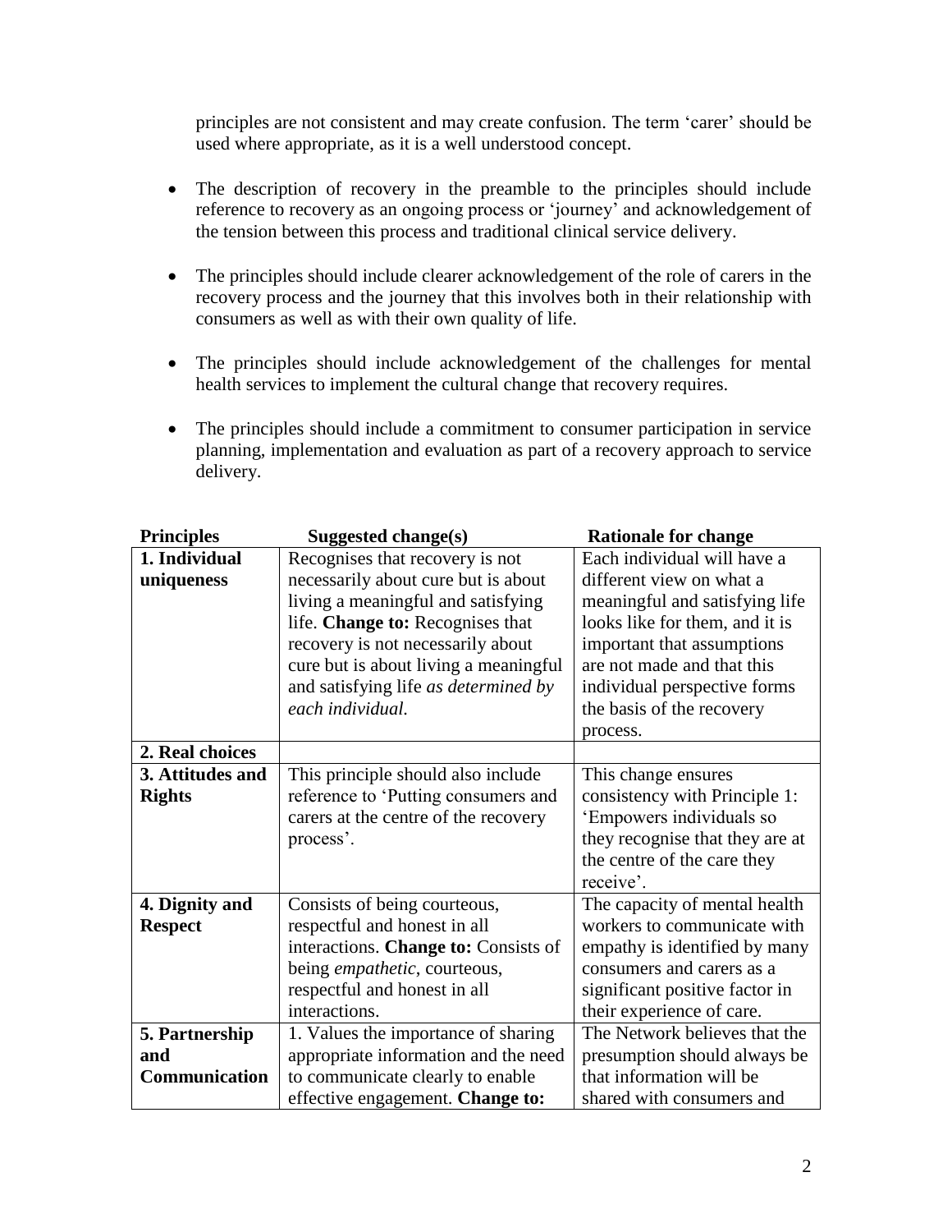principles are not consistent and may create confusion. The term 'carer' should be used where appropriate, as it is a well understood concept.

- The description of recovery in the preamble to the principles should include reference to recovery as an ongoing process or 'journey' and acknowledgement of the tension between this process and traditional clinical service delivery.
- The principles should include clearer acknowledgement of the role of carers in the recovery process and the journey that this involves both in their relationship with consumers as well as with their own quality of life.
- The principles should include acknowledgement of the challenges for mental health services to implement the cultural change that recovery requires.
- The principles should include a commitment to consumer participation in service planning, implementation and evaluation as part of a recovery approach to service delivery.

| Principles | Suggested change(s) | Rationale for change |
|---|---|---|
| **1. Individual uniqueness** | Recognises that recovery is not necessarily about cure but is about living a meaningful and satisfying life. **Change to:** Recognises that recovery is not necessarily about cure but is about living a meaningful and satisfying life *as determined by each individual.* | Each individual will have a different view on what a meaningful and satisfying life looks like for them, and it is important that assumptions are not made and that this individual perspective forms the basis of the recovery process. |
| **2. Real choices** | | |
| **3. Attitudes and Rights** | This principle should also include reference to 'Putting consumers and carers at the centre of the recovery process'. | This change ensures consistency with Principle 1: 'Empowers individuals so they recognise that they are at the centre of the care they receive'. |
| **4. Dignity and Respect** | Consists of being courteous, respectful and honest in all interactions. **Change to:** Consists of being *empathetic*, courteous, respectful and honest in all interactions. | The capacity of mental health workers to communicate with empathy is identified by many consumers and carers as a significant positive factor in their experience of care. |
| **5. Partnership and Communication** | 1. Values the importance of sharing appropriate information and the need to communicate clearly to enable effective engagement. **Change to:** | The Network believes that the presumption should always be that information will be shared with consumers and |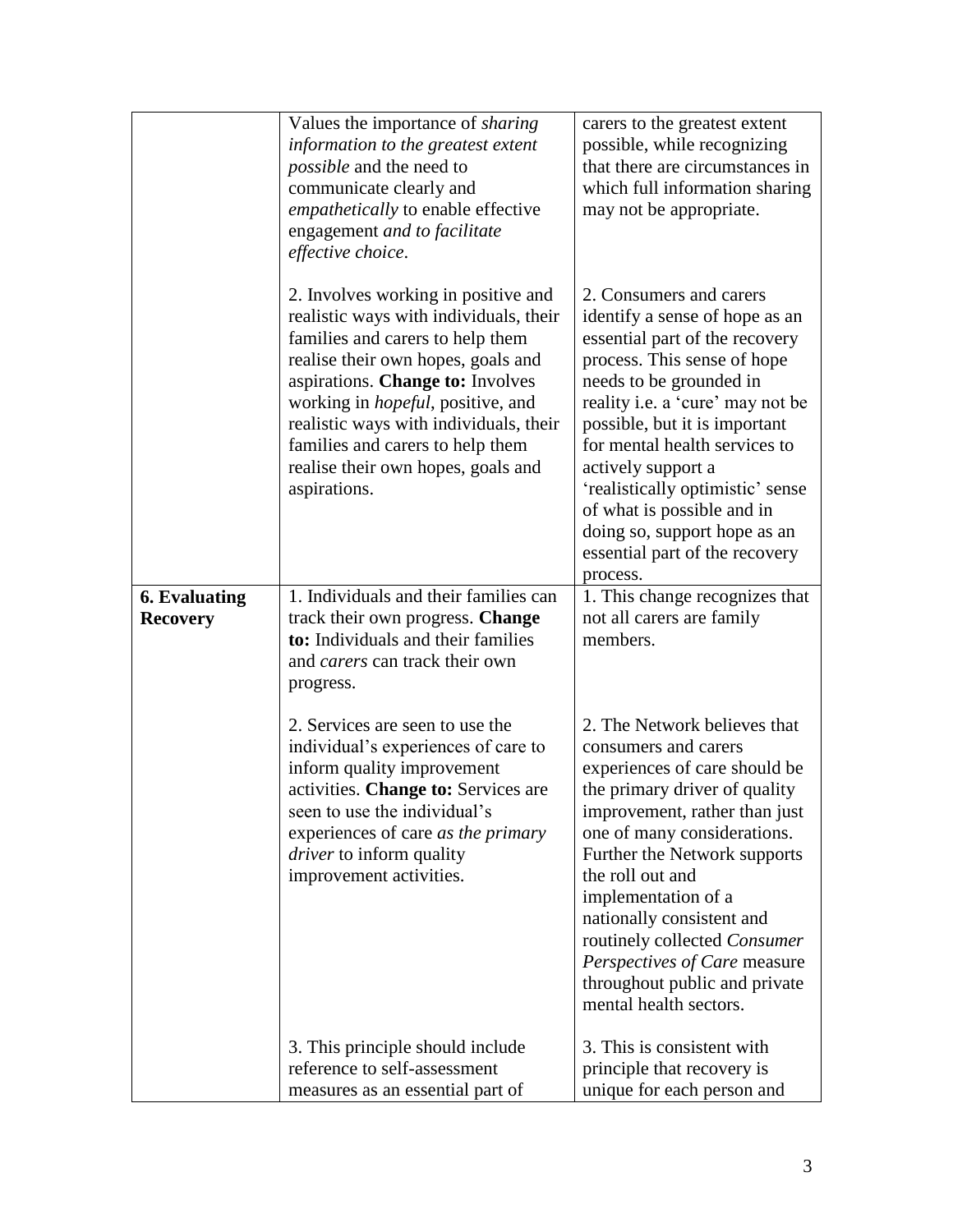| | | |
|---|---|---|
| | Values the importance of *sharing information to the greatest extent possible* and the need to communicate clearly and *empathetically* to enable effective engagement *and to facilitate effective choice*.<br><br>2. Involves working in positive and realistic ways with individuals, their families and carers to help them realise their own hopes, goals and aspirations. **Change to:** Involves working in *hopeful*, positive, and realistic ways with individuals, their families and carers to help them realise their own hopes, goals and aspirations. | carers to the greatest extent possible, while recognizing that there are circumstances in which full information sharing may not be appropriate.<br><br>2. Consumers and carers identify a sense of hope as an essential part of the recovery process. This sense of hope needs to be grounded in reality i.e. a 'cure' may not be possible, but it is important for mental health services to actively support a 'realistically optimistic' sense of what is possible and in doing so, support hope as an essential part of the recovery process. |
| **6. Evaluating Recovery** | 1. Individuals and their families can track their own progress. **Change to:** Individuals and their families and *carers* can track their own progress.<br><br>2. Services are seen to use the individual's experiences of care to inform quality improvement activities. **Change to:** Services are seen to use the individual's experiences of care *as the primary driver* to inform quality improvement activities.<br><br>3. This principle should include reference to self-assessment measures as an essential part of | 1. This change recognizes that not all carers are family members.<br><br>2. The Network believes that consumers and carers experiences of care should be the primary driver of quality improvement, rather than just one of many considerations. Further the Network supports the roll out and implementation of a nationally consistent and routinely collected *Consumer Perspectives of Care* measure throughout public and private mental health sectors.<br><br>3. This is consistent with principle that recovery is unique for each person and |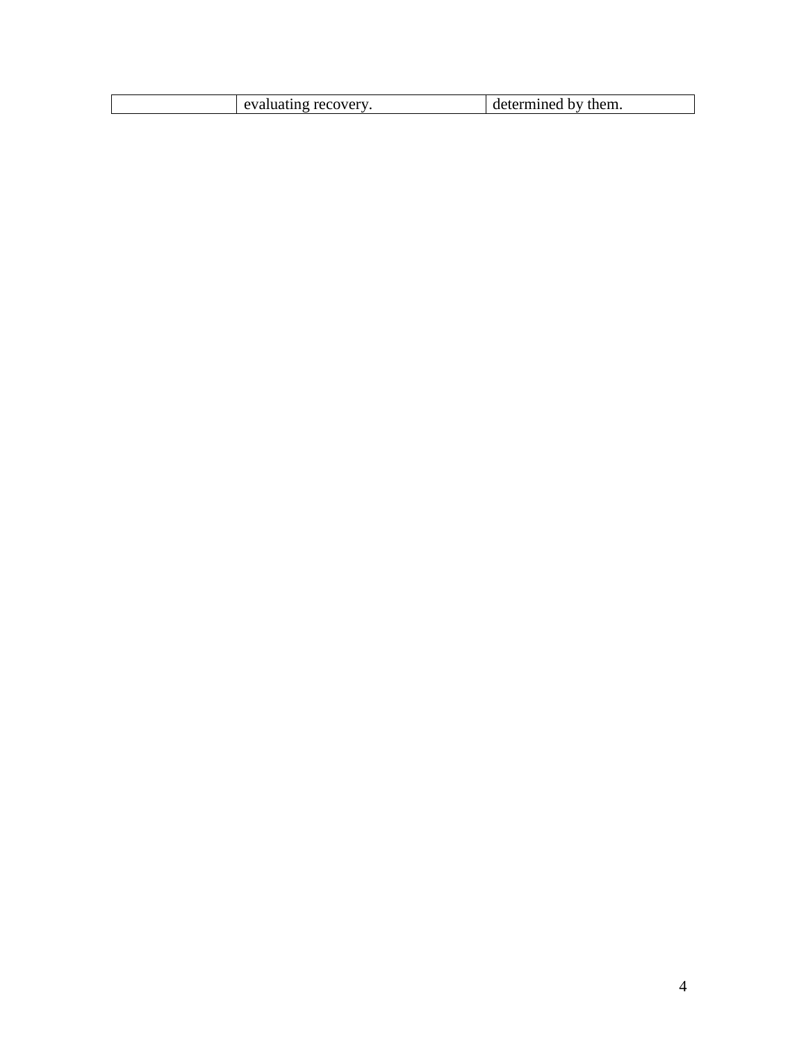| | | |
|---|---|---|
| | evaluating recovery. | determined by them. |